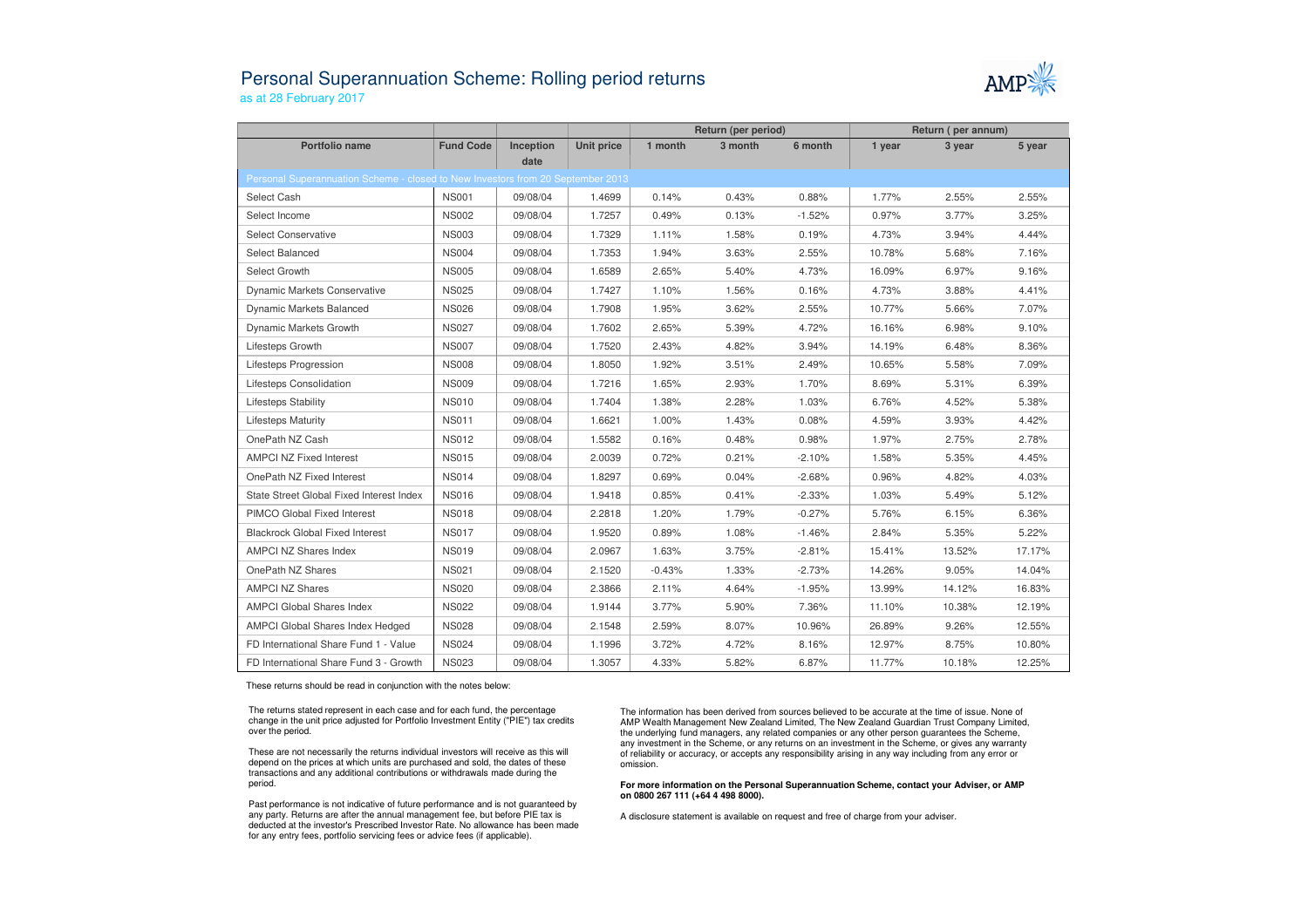# Personal Superannuation Scheme: Rolling period returns

as at 28 February 2017

| | | | | Return (per period) | | | Return ( per annum) | | |
|---|---|---|---|---|---|---|---|---|---|
| **Portfolio name** | **Fund Code** | **Inception date** | **Unit price** | **1 month** | **3 month** | **6 month** | **1 year** | **3 year** | **5 year** |
| Personal Superannuation Scheme - closed to New Investors from 20 September 2013 | | | | | | | | | |
| Select Cash | NS001 | 09/08/04 | 1.4699 | 0.14% | 0.43% | 0.88% | 1.77% | 2.55% | 2.55% |
| Select Income | NS002 | 09/08/04 | 1.7257 | 0.49% | 0.13% | -1.52% | 0.97% | 3.77% | 3.25% |
| Select Conservative | NS003 | 09/08/04 | 1.7329 | 1.11% | 1.58% | 0.19% | 4.73% | 3.94% | 4.44% |
| Select Balanced | NS004 | 09/08/04 | 1.7353 | 1.94% | 3.63% | 2.55% | 10.78% | 5.68% | 7.16% |
| Select Growth | NS005 | 09/08/04 | 1.6589 | 2.65% | 5.40% | 4.73% | 16.09% | 6.97% | 9.16% |
| Dynamic Markets Conservative | NS025 | 09/08/04 | 1.7427 | 1.10% | 1.56% | 0.16% | 4.73% | 3.88% | 4.41% |
| Dynamic Markets Balanced | NS026 | 09/08/04 | 1.7908 | 1.95% | 3.62% | 2.55% | 10.77% | 5.66% | 7.07% |
| Dynamic Markets Growth | NS027 | 09/08/04 | 1.7602 | 2.65% | 5.39% | 4.72% | 16.16% | 6.98% | 9.10% |
| Lifesteps Growth | NS007 | 09/08/04 | 1.7520 | 2.43% | 4.82% | 3.94% | 14.19% | 6.48% | 8.36% |
| Lifesteps Progression | NS008 | 09/08/04 | 1.8050 | 1.92% | 3.51% | 2.49% | 10.65% | 5.58% | 7.09% |
| Lifesteps Consolidation | NS009 | 09/08/04 | 1.7216 | 1.65% | 2.93% | 1.70% | 8.69% | 5.31% | 6.39% |
| Lifesteps Stability | NS010 | 09/08/04 | 1.7404 | 1.38% | 2.28% | 1.03% | 6.76% | 4.52% | 5.38% |
| Lifesteps Maturity | NS011 | 09/08/04 | 1.6621 | 1.00% | 1.43% | 0.08% | 4.59% | 3.93% | 4.42% |
| OnePath NZ Cash | NS012 | 09/08/04 | 1.5582 | 0.16% | 0.48% | 0.98% | 1.97% | 2.75% | 2.78% |
| AMPCI NZ Fixed Interest | NS015 | 09/08/04 | 2.0039 | 0.72% | 0.21% | -2.10% | 1.58% | 5.35% | 4.45% |
| OnePath NZ Fixed Interest | NS014 | 09/08/04 | 1.8297 | 0.69% | 0.04% | -2.68% | 0.96% | 4.82% | 4.03% |
| State Street Global Fixed Interest Index | NS016 | 09/08/04 | 1.9418 | 0.85% | 0.41% | -2.33% | 1.03% | 5.49% | 5.12% |
| PIMCO Global Fixed Interest | NS018 | 09/08/04 | 2.2818 | 1.20% | 1.79% | -0.27% | 5.76% | 6.15% | 6.36% |
| Blackrock Global Fixed Interest | NS017 | 09/08/04 | 1.9520 | 0.89% | 1.08% | -1.46% | 2.84% | 5.35% | 5.22% |
| AMPCI NZ Shares Index | NS019 | 09/08/04 | 2.0967 | 1.63% | 3.75% | -2.81% | 15.41% | 13.52% | 17.17% |
| OnePath NZ Shares | NS021 | 09/08/04 | 2.1520 | -0.43% | 1.33% | -2.73% | 14.26% | 9.05% | 14.04% |
| AMPCI NZ Shares | NS020 | 09/08/04 | 2.3866 | 2.11% | 4.64% | -1.95% | 13.99% | 14.12% | 16.83% |
| AMPCI Global Shares Index | NS022 | 09/08/04 | 1.9144 | 3.77% | 5.90% | 7.36% | 11.10% | 10.38% | 12.19% |
| AMPCI Global Shares Index Hedged | NS028 | 09/08/04 | 2.1548 | 2.59% | 8.07% | 10.96% | 26.89% | 9.26% | 12.55% |
| FD International Share Fund 1 - Value | NS024 | 09/08/04 | 1.1996 | 3.72% | 4.72% | 8.16% | 12.97% | 8.75% | 10.80% |
| FD International Share Fund 3 - Growth | NS023 | 09/08/04 | 1.3057 | 4.33% | 5.82% | 6.87% | 11.77% | 10.18% | 12.25% |

These returns should be read in conjunction with the notes below:

The returns stated represent in each case and for each fund, the percentage change in the unit price adjusted for Portfolio Investment Entity ("PIE") tax credits over the period.

These are not necessarily the returns individual investors will receive as this will depend on the prices at which units are purchased and sold, the dates of these transactions and any additional contributions or withdrawals made during the period.

Past performance is not indicative of future performance and is not guaranteed by any party. Returns are after the annual management fee, but before PIE tax is deducted at the investor's Prescribed Investor Rate. No allowance has been made for any entry fees, portfolio servicing fees or advice fees (if applicable).

The information has been derived from sources believed to be accurate at the time of issue. None of AMP Wealth Management New Zealand Limited, The New Zealand Guardian Trust Company Limited, the underlying fund managers, any related companies or any other person guarantees the Scheme, any investment in the Scheme, or any returns on an investment in the Scheme, or gives any warranty of reliability or accuracy, or accepts any responsibility arising in any way including from any error or omission.

**For more information on the Personal Superannuation Scheme, contact your Adviser, or AMP on 0800 267 111 (+64 4 498 8000).**

A disclosure statement is available on request and free of charge from your adviser.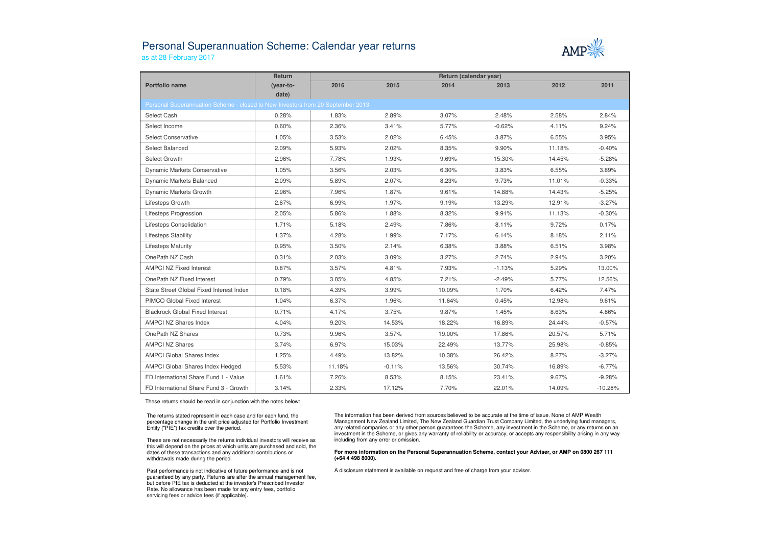# Personal Superannuation Scheme: Calendar year returns

as at 28 February 2017

| Portfolio name | Return (year-to-date) | Return (calendar year) 2016 | 2015 | 2014 | 2013 | 2012 | 2011 |
|---|---|---|---|---|---|---|---|
| Personal Superannuation Scheme - closed to New Investors from 20 September 2013 | | | | | | | |
| Select Cash | 0.28% | 1.83% | 2.89% | 3.07% | 2.48% | 2.58% | 2.84% |
| Select Income | 0.60% | 2.36% | 3.41% | 5.77% | -0.62% | 4.11% | 9.24% |
| Select Conservative | 1.05% | 3.53% | 2.02% | 6.45% | 3.87% | 6.55% | 3.95% |
| Select Balanced | 2.09% | 5.93% | 2.02% | 8.35% | 9.90% | 11.18% | -0.40% |
| Select Growth | 2.96% | 7.78% | 1.93% | 9.69% | 15.30% | 14.45% | -5.28% |
| Dynamic Markets Conservative | 1.05% | 3.56% | 2.03% | 6.30% | 3.83% | 6.55% | 3.89% |
| Dynamic Markets Balanced | 2.09% | 5.89% | 2.07% | 8.23% | 9.73% | 11.01% | -0.33% |
| Dynamic Markets Growth | 2.96% | 7.96% | 1.87% | 9.61% | 14.88% | 14.43% | -5.25% |
| Lifesteps Growth | 2.67% | 6.99% | 1.97% | 9.19% | 13.29% | 12.91% | -3.27% |
| Lifesteps Progression | 2.05% | 5.86% | 1.88% | 8.32% | 9.91% | 11.13% | -0.30% |
| Lifesteps Consolidation | 1.71% | 5.18% | 2.49% | 7.86% | 8.11% | 9.72% | 0.17% |
| Lifesteps Stability | 1.37% | 4.28% | 1.99% | 7.17% | 6.14% | 8.18% | 2.11% |
| Lifesteps Maturity | 0.95% | 3.50% | 2.14% | 6.38% | 3.88% | 6.51% | 3.98% |
| OnePath NZ Cash | 0.31% | 2.03% | 3.09% | 3.27% | 2.74% | 2.94% | 3.20% |
| AMPCI NZ Fixed Interest | 0.87% | 3.57% | 4.81% | 7.93% | -1.13% | 5.29% | 13.00% |
| OnePath NZ Fixed Interest | 0.79% | 3.05% | 4.85% | 7.21% | -2.49% | 5.77% | 12.56% |
| State Street Global Fixed Interest Index | 0.18% | 4.39% | 3.99% | 10.09% | 1.70% | 6.42% | 7.47% |
| PIMCO Global Fixed Interest | 1.04% | 6.37% | 1.96% | 11.64% | 0.45% | 12.98% | 9.61% |
| Blackrock Global Fixed Interest | 0.71% | 4.17% | 3.75% | 9.87% | 1.45% | 8.63% | 4.86% |
| AMPCI NZ Shares Index | 4.04% | 9.20% | 14.53% | 18.22% | 16.89% | 24.44% | -0.57% |
| OnePath NZ Shares | 0.73% | 9.96% | 3.57% | 19.00% | 17.86% | 20.57% | 5.71% |
| AMPCI NZ Shares | 3.74% | 6.97% | 15.03% | 22.49% | 13.77% | 25.98% | -0.85% |
| AMPCI Global Shares Index | 1.25% | 4.49% | 13.82% | 10.38% | 26.42% | 8.27% | -3.27% |
| AMPCI Global Shares Index Hedged | 5.53% | 11.18% | -0.11% | 13.56% | 30.74% | 16.89% | -6.77% |
| FD International Share Fund 1 - Value | 1.61% | 7.26% | 8.53% | 8.15% | 23.41% | 9.67% | -9.28% |
| FD International Share Fund 3 - Growth | 3.14% | 2.33% | 17.12% | 7.70% | 22.01% | 14.09% | -10.28% |

These returns should be read in conjunction with the notes below:

The returns stated represent in each case and for each fund, the percentage change in the unit price adjusted for Portfolio Investment Entity ("PIE") tax credits over the period.

These are not necessarily the returns individual investors will receive as this will depend on the prices at which units are purchased and sold, the dates of these transactions and any additional contributions or withdrawals made during the period.

Past performance is not indicative of future performance and is not guaranteed by any party. Returns are after the annual management fee, but before PIE tax is deducted at the investor's Prescribed Investor Rate. No allowance has been made for any entry fees, portfolio servicing fees or advice fees (if applicable).

The information has been derived from sources believed to be accurate at the time of issue. None of AMP Wealth Management New Zealand Limited, The New Zealand Guardian Trust Company Limited, the underlying fund managers, any related companies or any other person guarantees the Scheme, any investment in the Scheme, or any returns on an investment in the Scheme, or gives any warranty of reliability or accuracy, or accepts any responsibility arising in any way including from any error or omission.

**For more information on the Personal Superannuation Scheme, contact your Adviser, or AMP on 0800 267 111 (+64 4 498 8000).**

A disclosure statement is available on request and free of charge from your adviser.